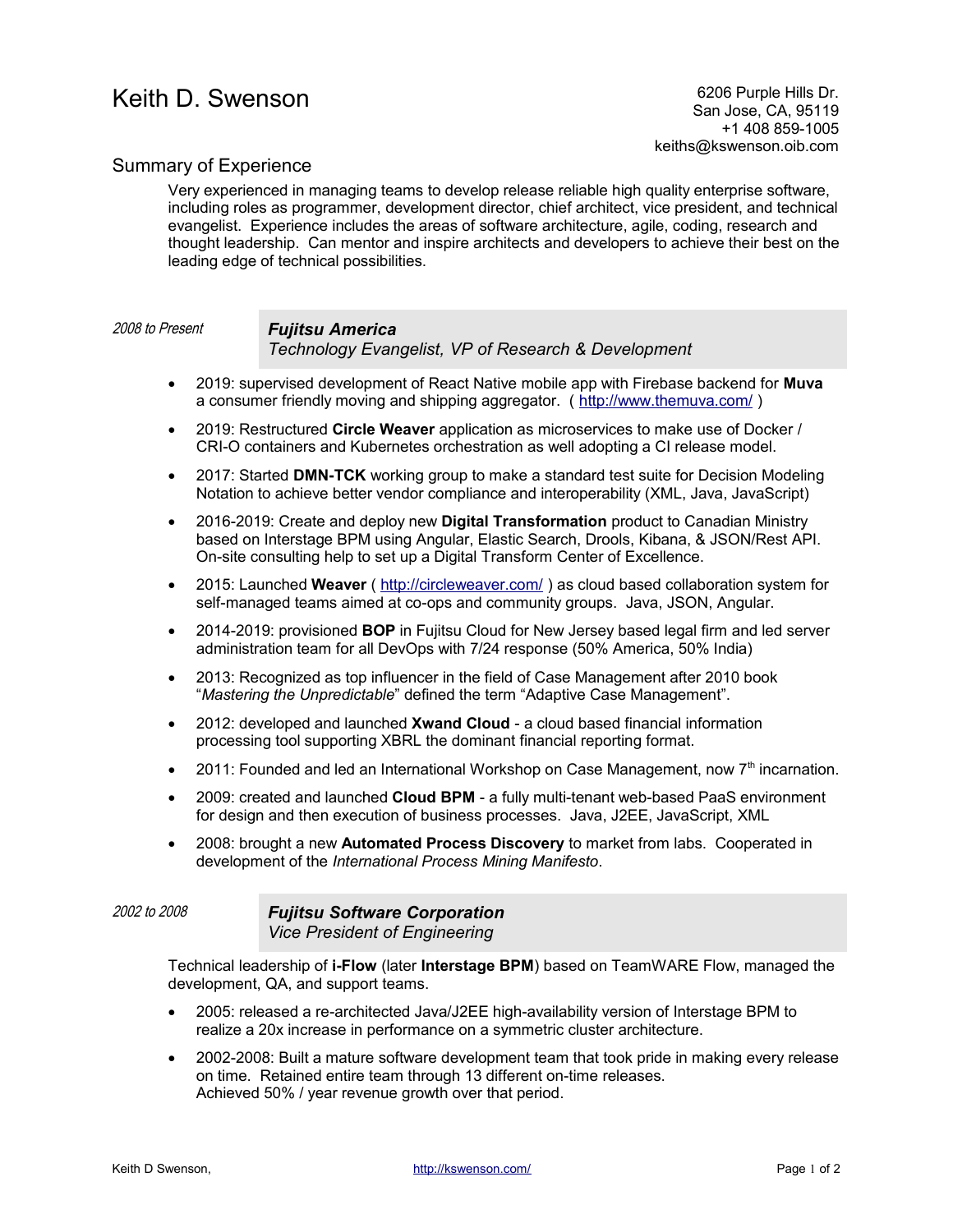# Keith D. Swenson

6206 Purple Hills Dr.
San Jose, CA, 95119
+1 408 859-1005
keiths@kswenson.oib.com

## Summary of Experience

Very experienced in managing teams to develop release reliable high quality enterprise software, including roles as programmer, development director, chief architect, vice president, and technical evangelist. Experience includes the areas of software architecture, agile, coding, research and thought leadership. Can mentor and inspire architects and developers to achieve their best on the leading edge of technical possibilities.

*2008 to Present*

### *Fujitsu America*
*Technology Evangelist, VP of Research & Development*

- 2019: supervised development of React Native mobile app with Firebase backend for **Muva** a consumer friendly moving and shipping aggregator. ( http://www.themuva.com/ )
- 2019: Restructured **Circle Weaver** application as microservices to make use of Docker / CRI-O containers and Kubernetes orchestration as well adopting a CI release model.
- 2017: Started **DMN-TCK** working group to make a standard test suite for Decision Modeling Notation to achieve better vendor compliance and interoperability (XML, Java, JavaScript)
- 2016-2019: Create and deploy new **Digital Transformation** product to Canadian Ministry based on Interstage BPM using Angular, Elastic Search, Drools, Kibana, & JSON/Rest API. On-site consulting help to set up a Digital Transform Center of Excellence.
- 2015: Launched **Weaver** ( http://circleweaver.com/ ) as cloud based collaboration system for self-managed teams aimed at co-ops and community groups. Java, JSON, Angular.
- 2014-2019: provisioned **BOP** in Fujitsu Cloud for New Jersey based legal firm and led server administration team for all DevOps with 7/24 response (50% America, 50% India)
- 2013: Recognized as top influencer in the field of Case Management after 2010 book "*Mastering the Unpredictable*" defined the term "Adaptive Case Management".
- 2012: developed and launched **Xwand Cloud** - a cloud based financial information processing tool supporting XBRL the dominant financial reporting format.
- 2011: Founded and led an International Workshop on Case Management, now 7th incarnation.
- 2009: created and launched **Cloud BPM** - a fully multi-tenant web-based PaaS environment for design and then execution of business processes. Java, J2EE, JavaScript, XML
- 2008: brought a new **Automated Process Discovery** to market from labs. Cooperated in development of the *International Process Mining Manifesto*.

*2002 to 2008*

### *Fujitsu Software Corporation*
*Vice President of Engineering*

Technical leadership of **i-Flow** (later **Interstage BPM**) based on TeamWARE Flow, managed the development, QA, and support teams.

- 2005: released a re-architected Java/J2EE high-availability version of Interstage BPM to realize a 20x increase in performance on a symmetric cluster architecture.
- 2002-2008: Built a mature software development team that took pride in making every release on time. Retained entire team through 13 different on-time releases.
  Achieved 50% / year revenue growth over that period.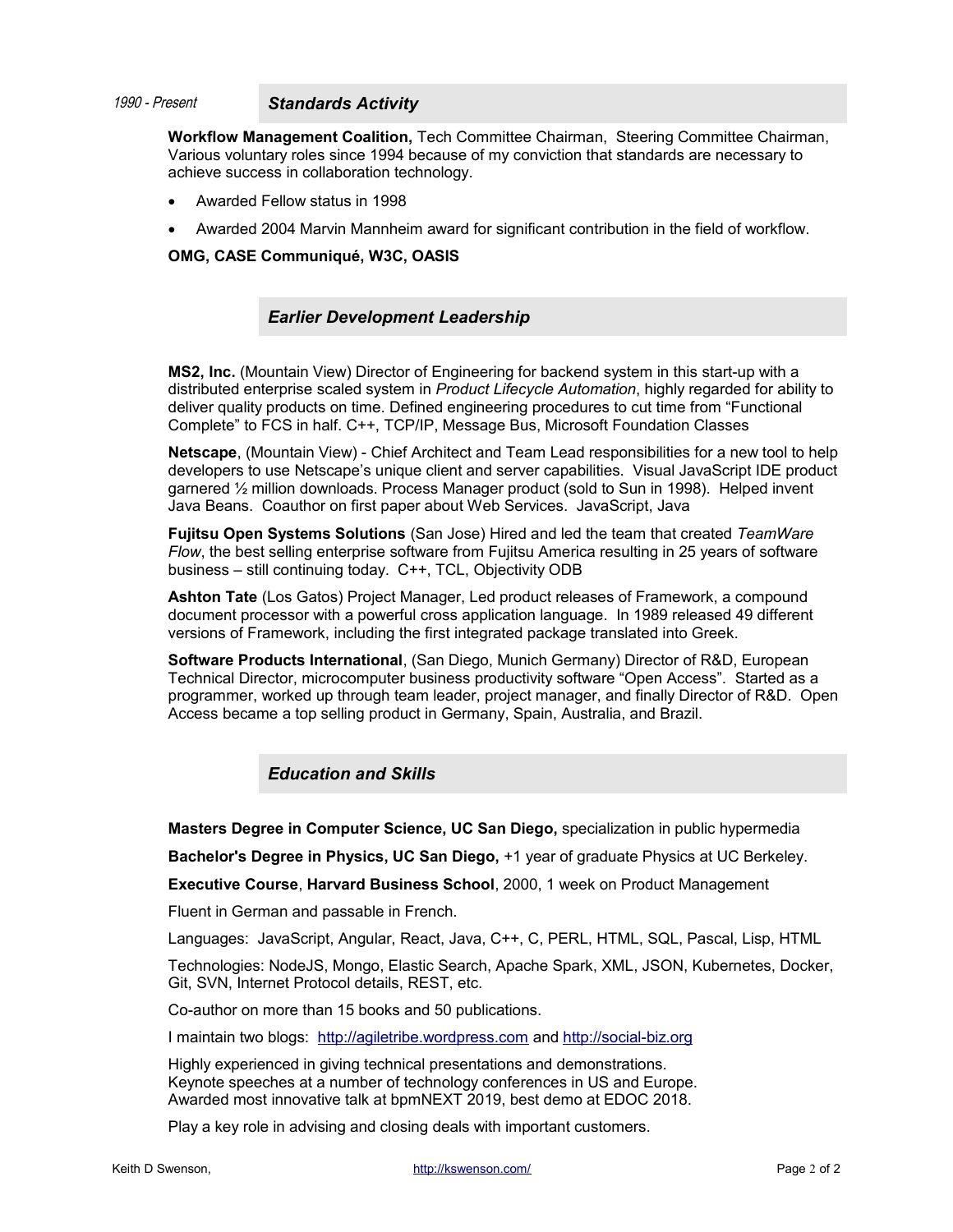1990 - Present

## *Standards Activity*

**Workflow Management Coalition,** Tech Committee Chairman, Steering Committee Chairman, Various voluntary roles since 1994 because of my conviction that standards are necessary to achieve success in collaboration technology.

- Awarded Fellow status in 1998
- Awarded 2004 Marvin Mannheim award for significant contribution in the field of workflow.

**OMG, CASE Communiqué, W3C, OASIS**

## *Earlier Development Leadership*

**MS2, Inc.** (Mountain View) Director of Engineering for backend system in this start-up with a distributed enterprise scaled system in *Product Lifecycle Automation*, highly regarded for ability to deliver quality products on time. Defined engineering procedures to cut time from "Functional Complete" to FCS in half. C++, TCP/IP, Message Bus, Microsoft Foundation Classes

**Netscape**, (Mountain View) - Chief Architect and Team Lead responsibilities for a new tool to help developers to use Netscape's unique client and server capabilities. Visual JavaScript IDE product garnered ½ million downloads. Process Manager product (sold to Sun in 1998). Helped invent Java Beans. Coauthor on first paper about Web Services. JavaScript, Java

**Fujitsu Open Systems Solutions** (San Jose) Hired and led the team that created *TeamWare Flow*, the best selling enterprise software from Fujitsu America resulting in 25 years of software business – still continuing today. C++, TCL, Objectivity ODB

**Ashton Tate** (Los Gatos) Project Manager, Led product releases of Framework, a compound document processor with a powerful cross application language. In 1989 released 49 different versions of Framework, including the first integrated package translated into Greek.

**Software Products International**, (San Diego, Munich Germany) Director of R&D, European Technical Director, microcomputer business productivity software "Open Access". Started as a programmer, worked up through team leader, project manager, and finally Director of R&D. Open Access became a top selling product in Germany, Spain, Australia, and Brazil.

## *Education and Skills*

**Masters Degree in Computer Science, UC San Diego,** specialization in public hypermedia

**Bachelor's Degree in Physics, UC San Diego,** +1 year of graduate Physics at UC Berkeley.

**Executive Course**, **Harvard Business School**, 2000, 1 week on Product Management

Fluent in German and passable in French.

Languages: JavaScript, Angular, React, Java, C++, C, PERL, HTML, SQL, Pascal, Lisp, HTML

Technologies: NodeJS, Mongo, Elastic Search, Apache Spark, XML, JSON, Kubernetes, Docker, Git, SVN, Internet Protocol details, REST, etc.

Co-author on more than 15 books and 50 publications.

I maintain two blogs: [http://agiletribe.wordpress.com](http://agiletribe.wordpress.com) and [http://social-biz.org](http://social-biz.org)

Highly experienced in giving technical presentations and demonstrations.
Keynote speeches at a number of technology conferences in US and Europe.
Awarded most innovative talk at bpmNEXT 2019, best demo at EDOC 2018.

Play a key role in advising and closing deals with important customers.